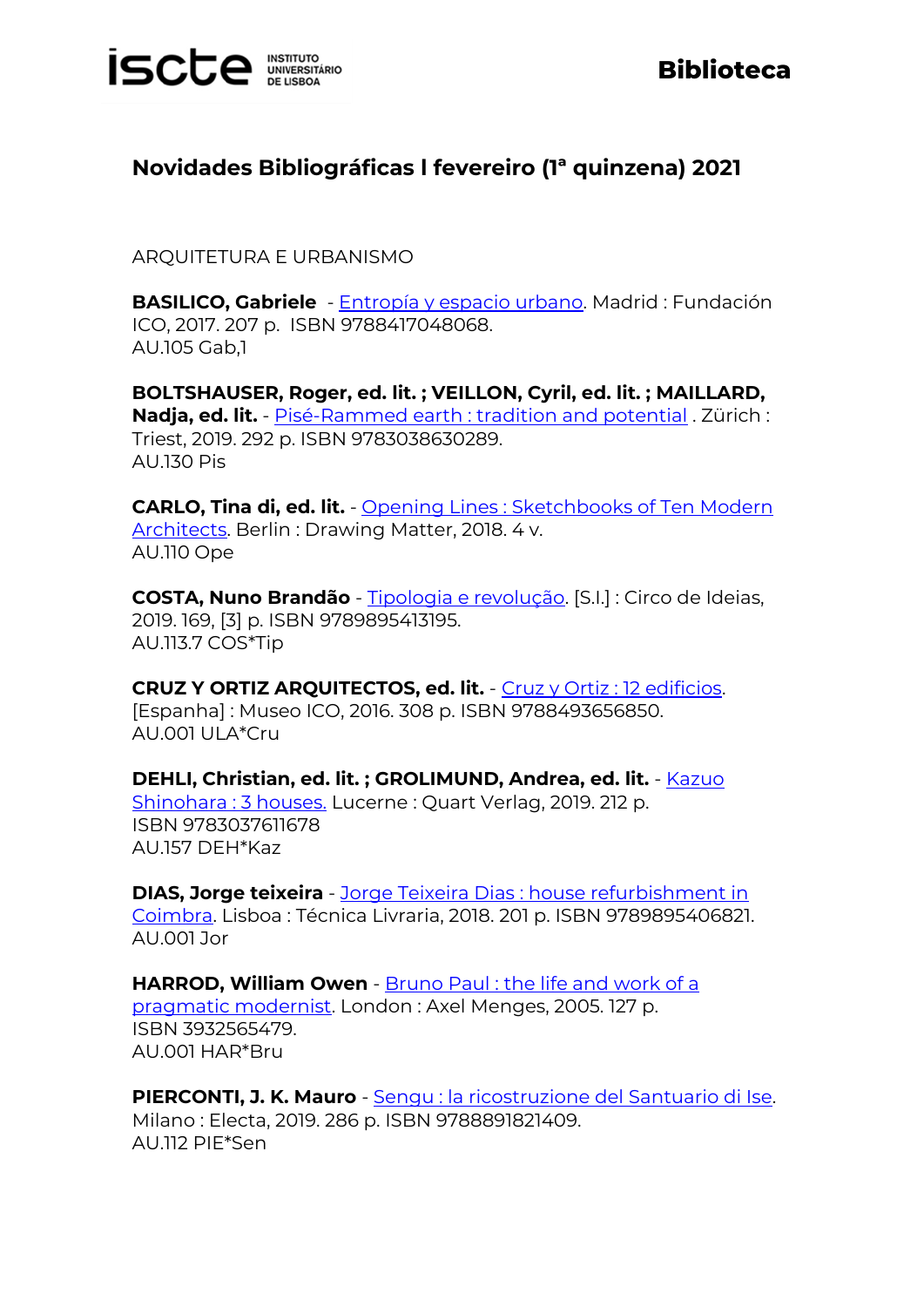## Novidades Bibliográficas l fevereiro (1ª quinzena) 2021

ARQUITETURA E URBANISMO

**BASILICO, Gabriele** - Entropía y espacio urbano. Madrid : Fundación ICO, 2017. 207 p. ISBN 9788417048068.
AU.105 Gab,1

**BOLTSHAUSER, Roger, ed. lit. ; VEILLON, Cyril, ed. lit. ; MAILLARD, Nadja, ed. lit.** - Pisé-Rammed earth : tradition and potential . Zürich : Triest, 2019. 292 p. ISBN 9783038630289.
AU.130 Pis

**CARLO, Tina di, ed. lit.** - Opening Lines : Sketchbooks of Ten Modern Architects. Berlin : Drawing Matter, 2018. 4 v.
AU.110 Ope

**COSTA, Nuno Brandão** - Tipologia e revolução. [S.l.] : Circo de Ideias, 2019. 169, [3] p. ISBN 9789895413195.
AU.113.7 COS*Tip

**CRUZ Y ORTIZ ARQUITECTOS, ed. lit.** - Cruz y Ortiz : 12 edificios. [Espanha] : Museo ICO, 2016. 308 p. ISBN 9788493656850.
AU.001 ULA*Cru

**DEHLI, Christian, ed. lit. ; GROLIMUND, Andrea, ed. lit.** - Kazuo Shinohara : 3 houses. Lucerne : Quart Verlag, 2019. 212 p. ISBN 9783037611678
AU.157 DEH*Kaz

**DIAS, Jorge teixeira** - Jorge Teixeira Dias : house refurbishment in Coimbra. Lisboa : Técnica Livraria, 2018. 201 p. ISBN 9789895406821.
AU.001 Jor

**HARROD, William Owen** - Bruno Paul : the life and work of a pragmatic modernist. London : Axel Menges, 2005. 127 p. ISBN 3932565479.
AU.001 HAR*Bru

**PIERCONTI, J. K. Mauro** - Sengu : la ricostruzione del Santuario di Ise. Milano : Electa, 2019. 286 p. ISBN 9788891821409.
AU.112 PIE*Sen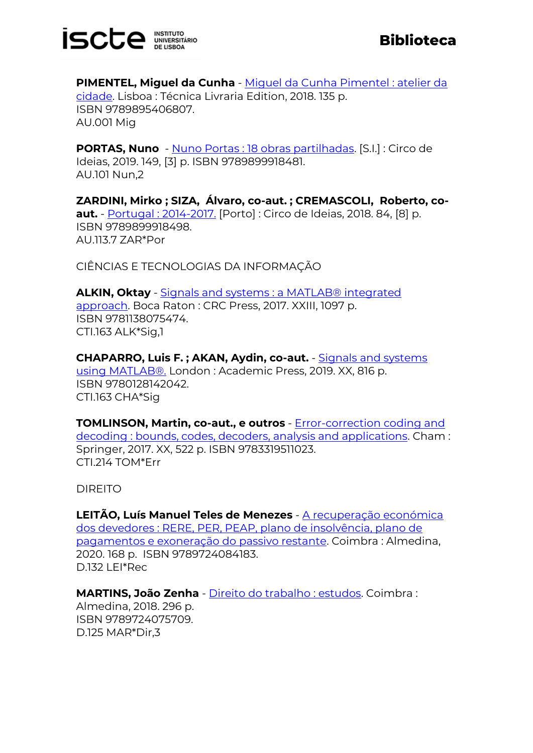**PIMENTEL, Miguel da Cunha** - Miguel da Cunha Pimentel : atelier da cidade. Lisboa : Técnica Livraria Edition, 2018. 135 p.
ISBN 9789895406807.
AU.001 Mig

**PORTAS, Nuno** - Nuno Portas : 18 obras partilhadas. [S.l.] : Circo de Ideias, 2019. 149, [3] p. ISBN 9789899918481.
AU.101 Nun,2

**ZARDINI, Mirko ; SIZA, Álvaro, co-aut. ; CREMASCOLI, Roberto, co-aut.** - Portugal : 2014-2017. [Porto] : Circo de Ideias, 2018. 84, [8] p.
ISBN 9789899918498.
AU.113.7 ZAR*Por

CIÊNCIAS E TECNOLOGIAS DA INFORMAÇÃO

**ALKIN, Oktay** - Signals and systems : a MATLAB® integrated approach. Boca Raton : CRC Press, 2017. XXIII, 1097 p.
ISBN 9781138075474.
CTI.163 ALK*Sig,1

**CHAPARRO, Luis F. ; AKAN, Aydin, co-aut.** - Signals and systems using MATLAB®. London : Academic Press, 2019. XX, 816 p.
ISBN 9780128142042.
CTI.163 CHA*Sig

**TOMLINSON, Martin, co-aut., e outros** - Error-correction coding and decoding : bounds, codes, decoders, analysis and applications. Cham : Springer, 2017. XX, 522 p. ISBN 9783319511023.
CTI.214 TOM*Err

DIREITO

**LEITÃO, Luís Manuel Teles de Menezes** - A recuperação económica dos devedores : RERE, PER, PEAP, plano de insolvência, plano de pagamentos e exoneração do passivo restante. Coimbra : Almedina, 2020. 168 p. ISBN 9789724084183.
D.132 LEI*Rec

**MARTINS, João Zenha** - Direito do trabalho : estudos. Coimbra : Almedina, 2018. 296 p.
ISBN 9789724075709.
D.125 MAR*Dir,3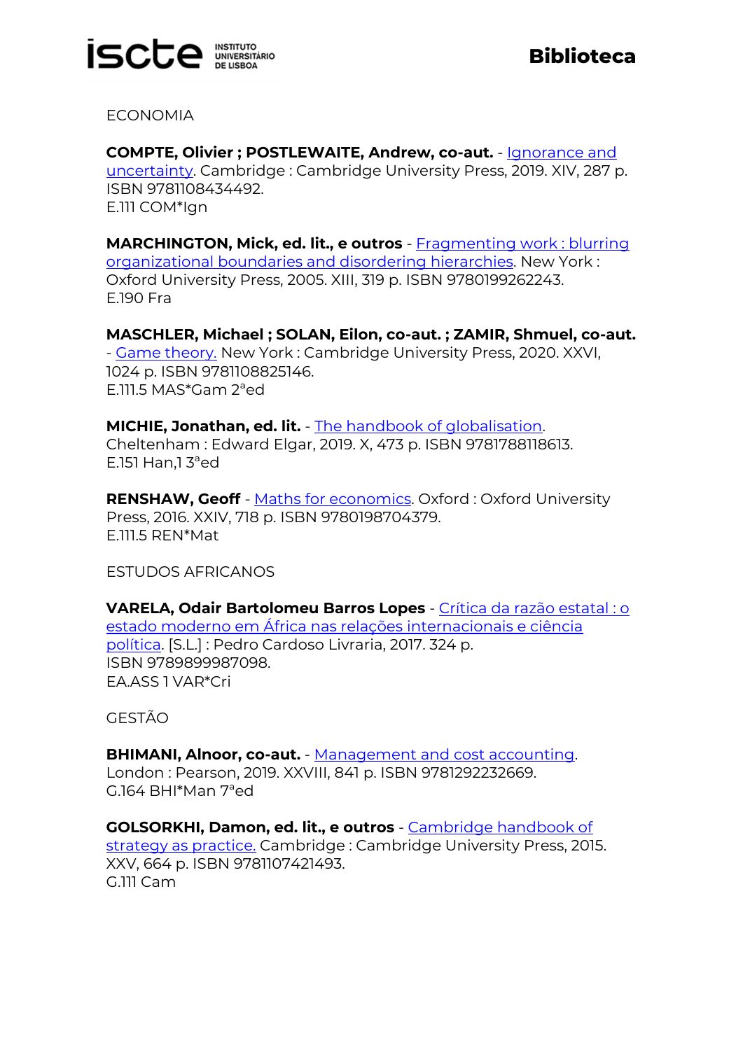ECONOMIA

**COMPTE, Olivier ; POSTLEWAITE, Andrew, co-aut.** - Ignorance and uncertainty. Cambridge : Cambridge University Press, 2019. XIV, 287 p. ISBN 9781108434492.
E.111 COM*Ign

**MARCHINGTON, Mick, ed. lit., e outros** - Fragmenting work : blurring organizational boundaries and disordering hierarchies. New York : Oxford University Press, 2005. XIII, 319 p. ISBN 9780199262243.
E.190 Fra

**MASCHLER, Michael ; SOLAN, Eilon, co-aut. ; ZAMIR, Shmuel, co-aut.** - Game theory. New York : Cambridge University Press, 2020. XXVI, 1024 p. ISBN 9781108825146.
E.111.5 MAS*Gam 2ªed

**MICHIE, Jonathan, ed. lit.** - The handbook of globalisation. Cheltenham : Edward Elgar, 2019. X, 473 p. ISBN 9781788118613.
E.151 Han,1 3ªed

**RENSHAW, Geoff** - Maths for economics. Oxford : Oxford University Press, 2016. XXIV, 718 p. ISBN 9780198704379.
E.111.5 REN*Mat

ESTUDOS AFRICANOS

**VARELA, Odair Bartolomeu Barros Lopes** - Crítica da razão estatal : o estado moderno em África nas relações internacionais e ciência política. [S.L.] : Pedro Cardoso Livraria, 2017. 324 p. ISBN 9789899987098.
EA.ASS 1 VAR*Cri

GESTÃO

**BHIMANI, Alnoor, co-aut.** - Management and cost accounting. London : Pearson, 2019. XXVIII, 841 p. ISBN 9781292232669.
G.164 BHI*Man 7ªed

**GOLSORKHI, Damon, ed. lit., e outros** - Cambridge handbook of strategy as practice. Cambridge : Cambridge University Press, 2015. XXV, 664 p. ISBN 9781107421493.
G.111 Cam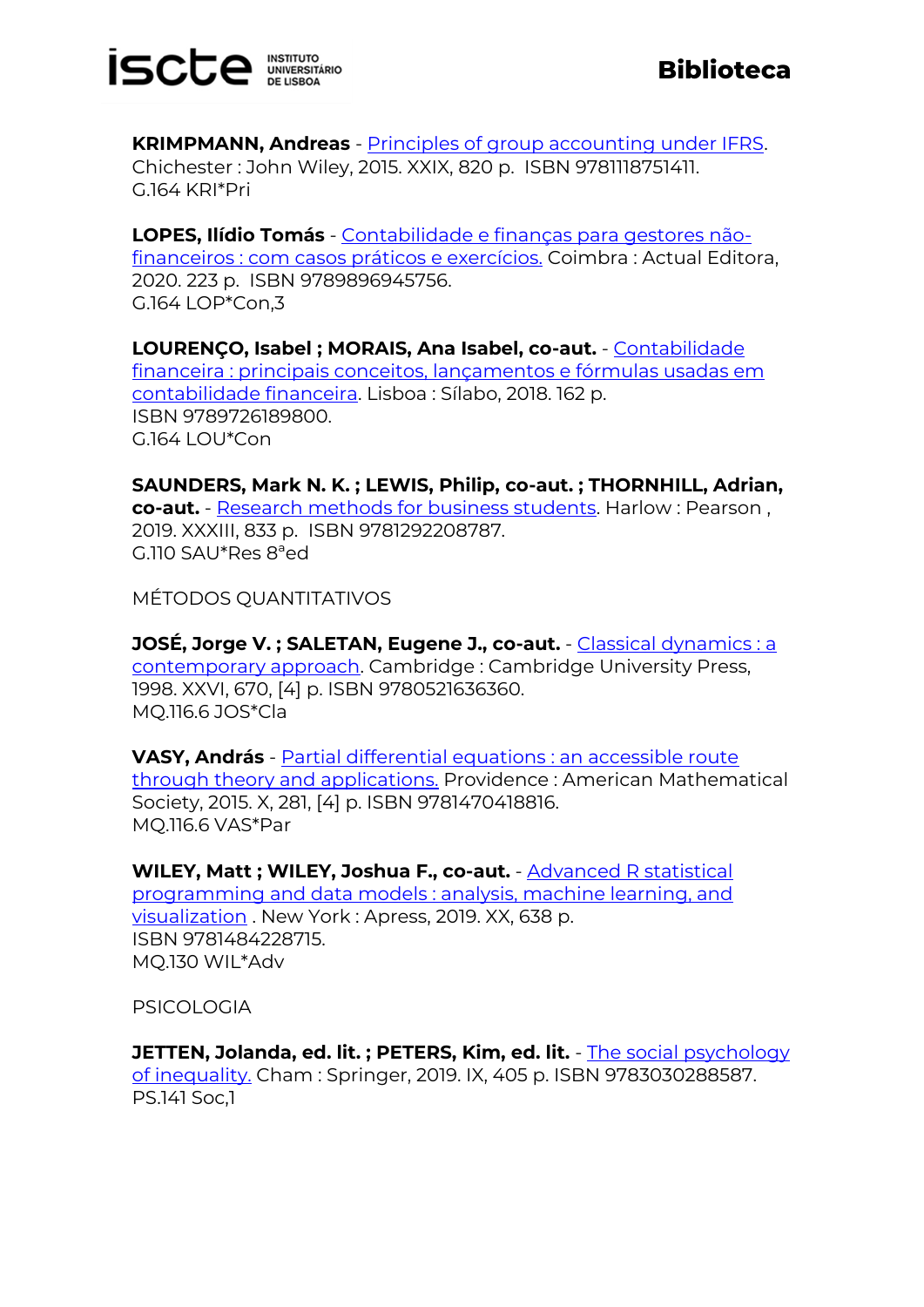**KRIMPMANN, Andreas** - Principles of group accounting under IFRS. Chichester : John Wiley, 2015. XXIX, 820 p. ISBN 9781118751411.
G.164 KRI*Pri

**LOPES, Ilídio Tomás** - Contabilidade e finanças para gestores não-financeiros : com casos práticos e exercícios. Coimbra : Actual Editora, 2020. 223 p. ISBN 9789896945756.
G.164 LOP*Con,3

**LOURENÇO, Isabel ; MORAIS, Ana Isabel, co-aut.** - Contabilidade financeira : principais conceitos, lançamentos e fórmulas usadas em contabilidade financeira. Lisboa : Sílabo, 2018. 162 p.
ISBN 9789726189800.
G.164 LOU*Con

**SAUNDERS, Mark N. K. ; LEWIS, Philip, co-aut. ; THORNHILL, Adrian, co-aut.** - Research methods for business students. Harlow : Pearson , 2019. XXXIII, 833 p. ISBN 9781292208787.
G.110 SAU*Res 8ªed

MÉTODOS QUANTITATIVOS

**JOSÉ, Jorge V. ; SALETAN, Eugene J., co-aut.** - Classical dynamics : a contemporary approach. Cambridge : Cambridge University Press, 1998. XXVI, 670, [4] p. ISBN 9780521636360.
MQ.116.6 JOS*Cla

**VASY, András** - Partial differential equations : an accessible route through theory and applications. Providence : American Mathematical Society, 2015. X, 281, [4] p. ISBN 9781470418816.
MQ.116.6 VAS*Par

**WILEY, Matt ; WILEY, Joshua F., co-aut.** - Advanced R statistical programming and data models : analysis, machine learning, and visualization . New York : Apress, 2019. XX, 638 p.
ISBN 9781484228715.
MQ.130 WIL*Adv

PSICOLOGIA

**JETTEN, Jolanda, ed. lit. ; PETERS, Kim, ed. lit.** - The social psychology of inequality. Cham : Springer, 2019. IX, 405 p. ISBN 9783030288587.
PS.141 Soc,1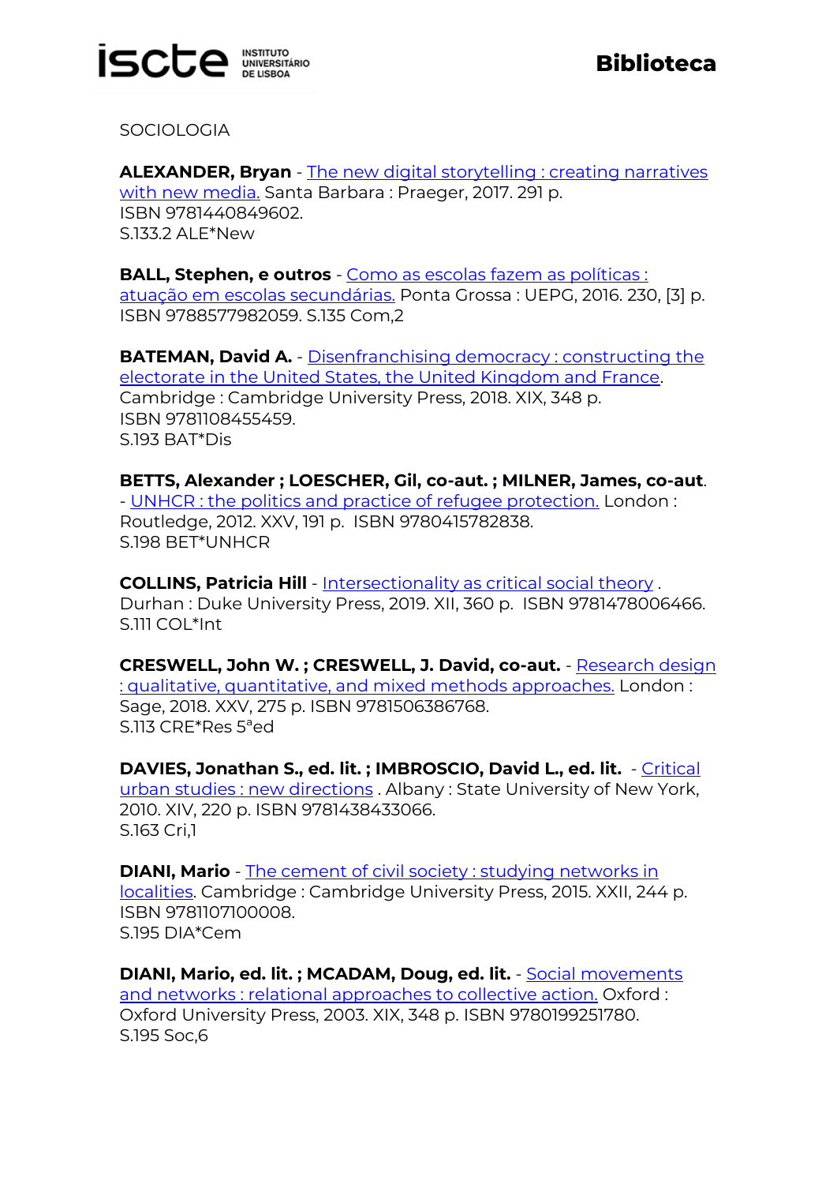SOCIOLOGIA

**ALEXANDER, Bryan** - The new digital storytelling : creating narratives with new media. Santa Barbara : Praeger, 2017. 291 p.
ISBN 9781440849602.
S.133.2 ALE*New

**BALL, Stephen, e outros** - Como as escolas fazem as políticas : atuação em escolas secundárias. Ponta Grossa : UEPG, 2016. 230, [3] p.
ISBN 9788577982059. S.135 Com,2

**BATEMAN, David A.** - Disenfranchising democracy : constructing the electorate in the United States, the United Kingdom and France. Cambridge : Cambridge University Press, 2018. XIX, 348 p.
ISBN 9781108455459.
S.193 BAT*Dis

**BETTS, Alexander ; LOESCHER, Gil, co-aut. ; MILNER, James, co-aut**. - UNHCR : the politics and practice of refugee protection. London : Routledge, 2012. XXV, 191 p. ISBN 9780415782838.
S.198 BET*UNHCR

**COLLINS, Patricia Hill** - Intersectionality as critical social theory . Durhan : Duke University Press, 2019. XII, 360 p. ISBN 9781478006466.
S.111 COL*Int

**CRESWELL, John W. ; CRESWELL, J. David, co-aut.** - Research design : qualitative, quantitative, and mixed methods approaches. London : Sage, 2018. XXV, 275 p. ISBN 9781506386768.
S.113 CRE*Res 5ªed

**DAVIES, Jonathan S., ed. lit. ; IMBROSCIO, David L., ed. lit.** - Critical urban studies : new directions . Albany : State University of New York, 2010. XIV, 220 p. ISBN 9781438433066.
S.163 Cri,1

**DIANI, Mario** - The cement of civil society : studying networks in localities. Cambridge : Cambridge University Press, 2015. XXII, 244 p.
ISBN 9781107100008.
S.195 DIA*Cem

**DIANI, Mario, ed. lit. ; MCADAM, Doug, ed. lit.** - Social movements and networks : relational approaches to collective action. Oxford : Oxford University Press, 2003. XIX, 348 p. ISBN 9780199251780.
S.195 Soc,6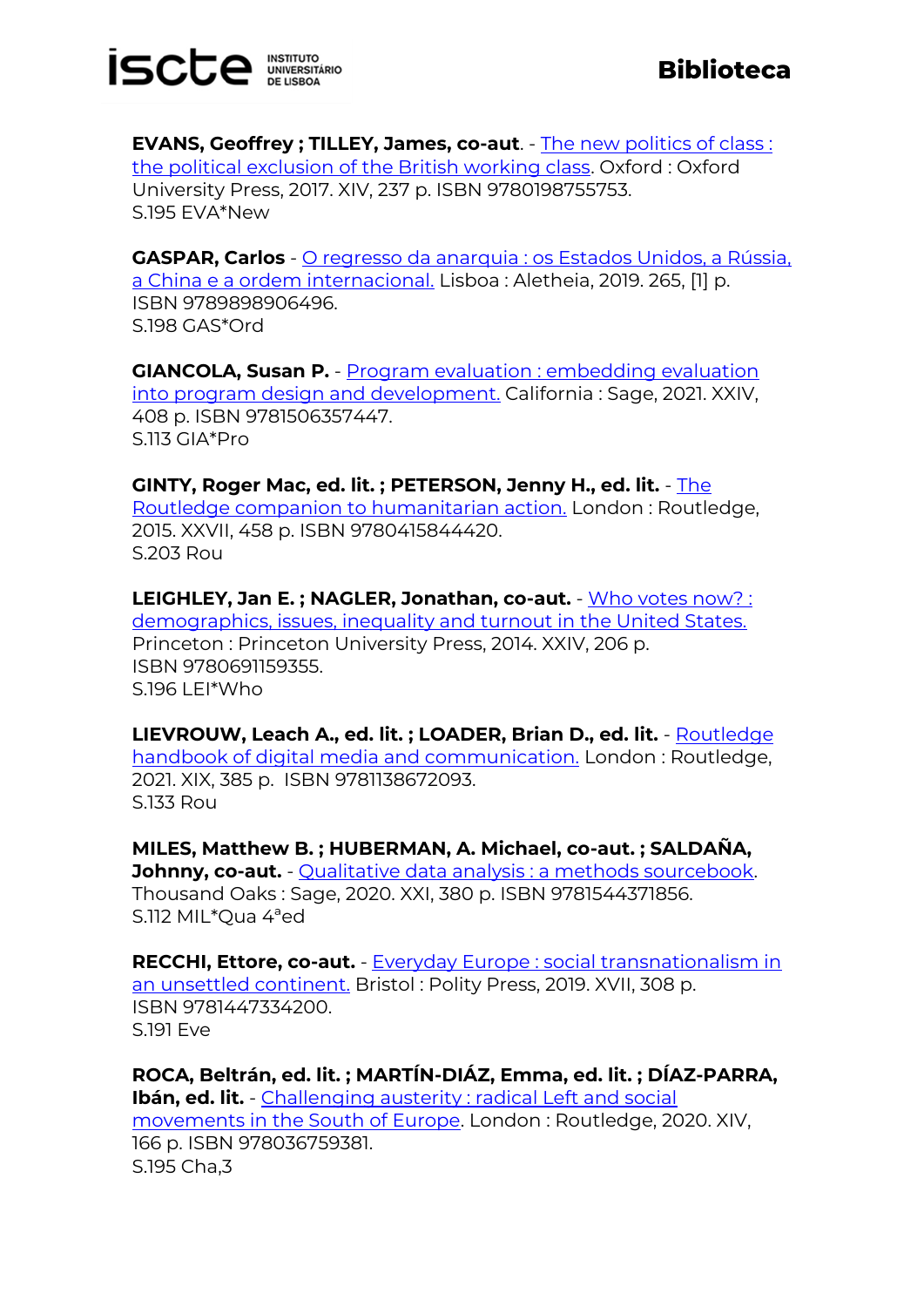**EVANS, Geoffrey ; TILLEY, James, co-aut**. - The new politics of class : the political exclusion of the British working class. Oxford : Oxford University Press, 2017. XIV, 237 p. ISBN 9780198755753.
S.195 EVA*New

**GASPAR, Carlos** - O regresso da anarquia : os Estados Unidos, a Rússia, a China e a ordem internacional. Lisboa : Aletheia, 2019. 265, [1] p. ISBN 9789898906496.
S.198 GAS*Ord

**GIANCOLA, Susan P.** - Program evaluation : embedding evaluation into program design and development. California : Sage, 2021. XXIV, 408 p. ISBN 9781506357447.
S.113 GIA*Pro

**GINTY, Roger Mac, ed. lit. ; PETERSON, Jenny H., ed. lit.** - The Routledge companion to humanitarian action. London : Routledge, 2015. XXVII, 458 p. ISBN 9780415844420.
S.203 Rou

**LEIGHLEY, Jan E. ; NAGLER, Jonathan, co-aut.** - Who votes now? : demographics, issues, inequality and turnout in the United States. Princeton : Princeton University Press, 2014. XXIV, 206 p. ISBN 9780691159355.
S.196 LEI*Who

**LIEVROUW, Leach A., ed. lit. ; LOADER, Brian D., ed. lit.** - Routledge handbook of digital media and communication. London : Routledge, 2021. XIX, 385 p. ISBN 9781138672093.
S.133 Rou

**MILES, Matthew B. ; HUBERMAN, A. Michael, co-aut. ; SALDAÑA, Johnny, co-aut.** - Qualitative data analysis : a methods sourcebook. Thousand Oaks : Sage, 2020. XXI, 380 p. ISBN 9781544371856.
S.112 MIL*Qua 4ªed

**RECCHI, Ettore, co-aut.** - Everyday Europe : social transnationalism in an unsettled continent. Bristol : Polity Press, 2019. XVII, 308 p. ISBN 9781447334200.
S.191 Eve

**ROCA, Beltrán, ed. lit. ; MARTÍN-DIÁZ, Emma, ed. lit. ; DÍAZ-PARRA, Ibán, ed. lit.** - Challenging austerity : radical Left and social movements in the South of Europe. London : Routledge, 2020. XIV, 166 p. ISBN 978036759381.
S.195 Cha,3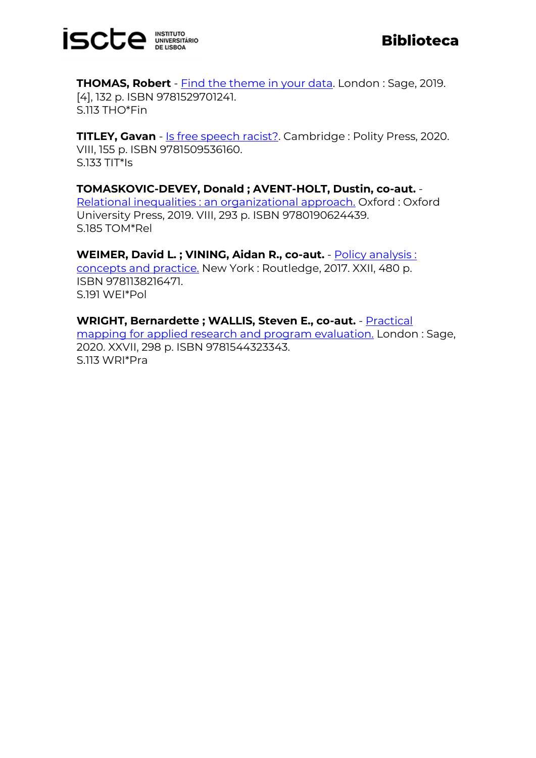**THOMAS, Robert** - Find the theme in your data. London : Sage, 2019. [4], 132 p. ISBN 9781529701241.
S.113 THO*Fin

**TITLEY, Gavan** - Is free speech racist?. Cambridge : Polity Press, 2020. VIII, 155 p. ISBN 9781509536160.
S.133 TIT*Is

**TOMASKOVIC-DEVEY, Donald ; AVENT-HOLT, Dustin, co-aut.** - Relational inequalities : an organizational approach. Oxford : Oxford University Press, 2019. VIII, 293 p. ISBN 9780190624439.
S.185 TOM*Rel

**WEIMER, David L. ; VINING, Aidan R., co-aut.** - Policy analysis : concepts and practice. New York : Routledge, 2017. XXII, 480 p. ISBN 9781138216471.
S.191 WEI*Pol

**WRIGHT, Bernardette ; WALLIS, Steven E., co-aut.** - Practical mapping for applied research and program evaluation. London : Sage, 2020. XXVII, 298 p. ISBN 9781544323343.
S.113 WRI*Pra